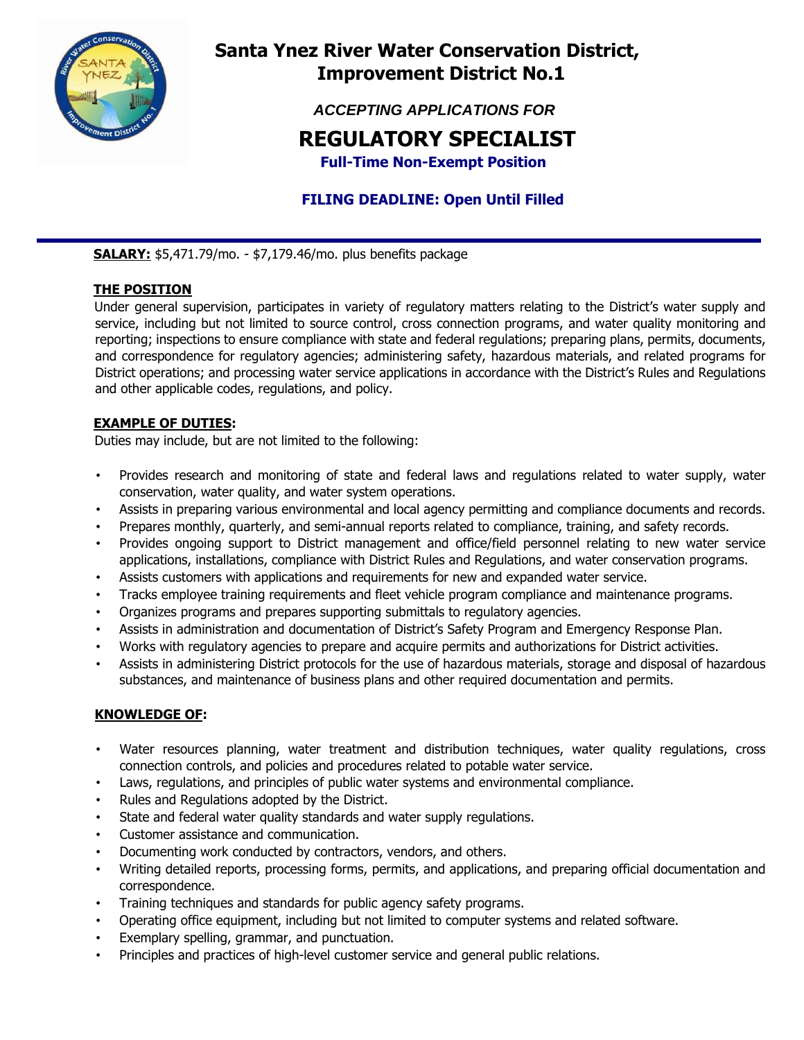# Santa Ynez River Water Conservation District, Improvement District No.1

***ACCEPTING APPLICATIONS FOR***

## REGULATORY SPECIALIST

**Full-Time Non-Exempt Position**

**FILING DEADLINE: Open Until Filled**

---

**SALARY:** $5,471.79/mo. - $7,179.46/mo. plus benefits package

**THE POSITION**

Under general supervision, participates in variety of regulatory matters relating to the District's water supply and service, including but not limited to source control, cross connection programs, and water quality monitoring and reporting; inspections to ensure compliance with state and federal regulations; preparing plans, permits, documents, and correspondence for regulatory agencies; administering safety, hazardous materials, and related programs for District operations; and processing water service applications in accordance with the District's Rules and Regulations and other applicable codes, regulations, and policy.

**EXAMPLE OF DUTIES:**

Duties may include, but are not limited to the following:

- Provides research and monitoring of state and federal laws and regulations related to water supply, water conservation, water quality, and water system operations.
- Assists in preparing various environmental and local agency permitting and compliance documents and records.
- Prepares monthly, quarterly, and semi-annual reports related to compliance, training, and safety records.
- Provides ongoing support to District management and office/field personnel relating to new water service applications, installations, compliance with District Rules and Regulations, and water conservation programs.
- Assists customers with applications and requirements for new and expanded water service.
- Tracks employee training requirements and fleet vehicle program compliance and maintenance programs.
- Organizes programs and prepares supporting submittals to regulatory agencies.
- Assists in administration and documentation of District's Safety Program and Emergency Response Plan.
- Works with regulatory agencies to prepare and acquire permits and authorizations for District activities.
- Assists in administering District protocols for the use of hazardous materials, storage and disposal of hazardous substances, and maintenance of business plans and other required documentation and permits.

**KNOWLEDGE OF:**

- Water resources planning, water treatment and distribution techniques, water quality regulations, cross connection controls, and policies and procedures related to potable water service.
- Laws, regulations, and principles of public water systems and environmental compliance.
- Rules and Regulations adopted by the District.
- State and federal water quality standards and water supply regulations.
- Customer assistance and communication.
- Documenting work conducted by contractors, vendors, and others.
- Writing detailed reports, processing forms, permits, and applications, and preparing official documentation and correspondence.
- Training techniques and standards for public agency safety programs.
- Operating office equipment, including but not limited to computer systems and related software.
- Exemplary spelling, grammar, and punctuation.
- Principles and practices of high-level customer service and general public relations.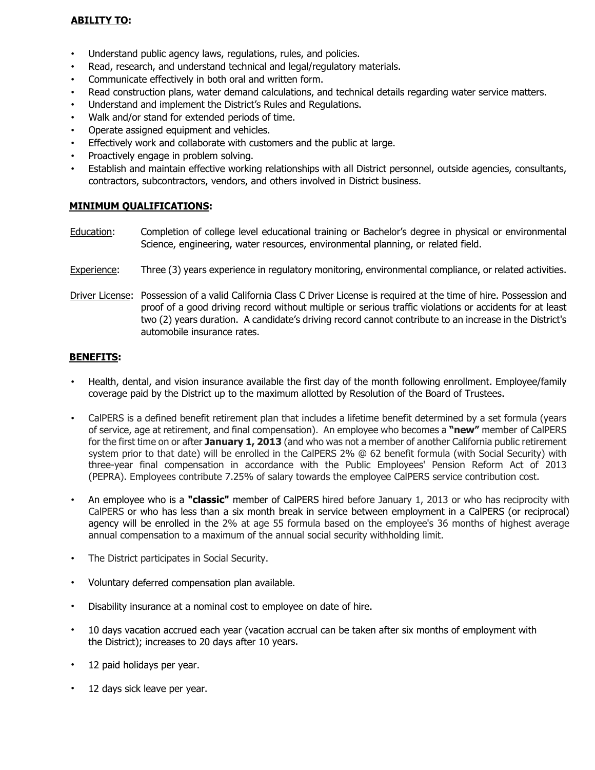## ABILITY TO:

- Understand public agency laws, regulations, rules, and policies.
- Read, research, and understand technical and legal/regulatory materials.
- Communicate effectively in both oral and written form.
- Read construction plans, water demand calculations, and technical details regarding water service matters.
- Understand and implement the District's Rules and Regulations.
- Walk and/or stand for extended periods of time.
- Operate assigned equipment and vehicles.
- Effectively work and collaborate with customers and the public at large.
- Proactively engage in problem solving.
- Establish and maintain effective working relationships with all District personnel, outside agencies, consultants, contractors, subcontractors, vendors, and others involved in District business.

## MINIMUM QUALIFICATIONS:

Education: Completion of college level educational training or Bachelor's degree in physical or environmental Science, engineering, water resources, environmental planning, or related field.

Experience: Three (3) years experience in regulatory monitoring, environmental compliance, or related activities.

Driver License: Possession of a valid California Class C Driver License is required at the time of hire. Possession and proof of a good driving record without multiple or serious traffic violations or accidents for at least two (2) years duration. A candidate's driving record cannot contribute to an increase in the District's automobile insurance rates.

## BENEFITS:

- Health, dental, and vision insurance available the first day of the month following enrollment. Employee/family coverage paid by the District up to the maximum allotted by Resolution of the Board of Trustees.

- CalPERS is a defined benefit retirement plan that includes a lifetime benefit determined by a set formula (years of service, age at retirement, and final compensation). An employee who becomes a **"new"** member of CalPERS for the first time on or after **January 1, 2013** (and who was not a member of another California public retirement system prior to that date) will be enrolled in the CalPERS 2% @ 62 benefit formula (with Social Security) with three-year final compensation in accordance with the Public Employees' Pension Reform Act of 2013 (PEPRA). Employees contribute 7.25% of salary towards the employee CalPERS service contribution cost.

- An employee who is a **"classic"** member of CalPERS hired before January 1, 2013 or who has reciprocity with CalPERS or who has less than a six month break in service between employment in a CalPERS (or reciprocal) agency will be enrolled in the 2% at age 55 formula based on the employee's 36 months of highest average annual compensation to a maximum of the annual social security withholding limit.

- The District participates in Social Security.

- Voluntary deferred compensation plan available.

- Disability insurance at a nominal cost to employee on date of hire.

- 10 days vacation accrued each year (vacation accrual can be taken after six months of employment with the District); increases to 20 days after 10 years.

- 12 paid holidays per year.

- 12 days sick leave per year.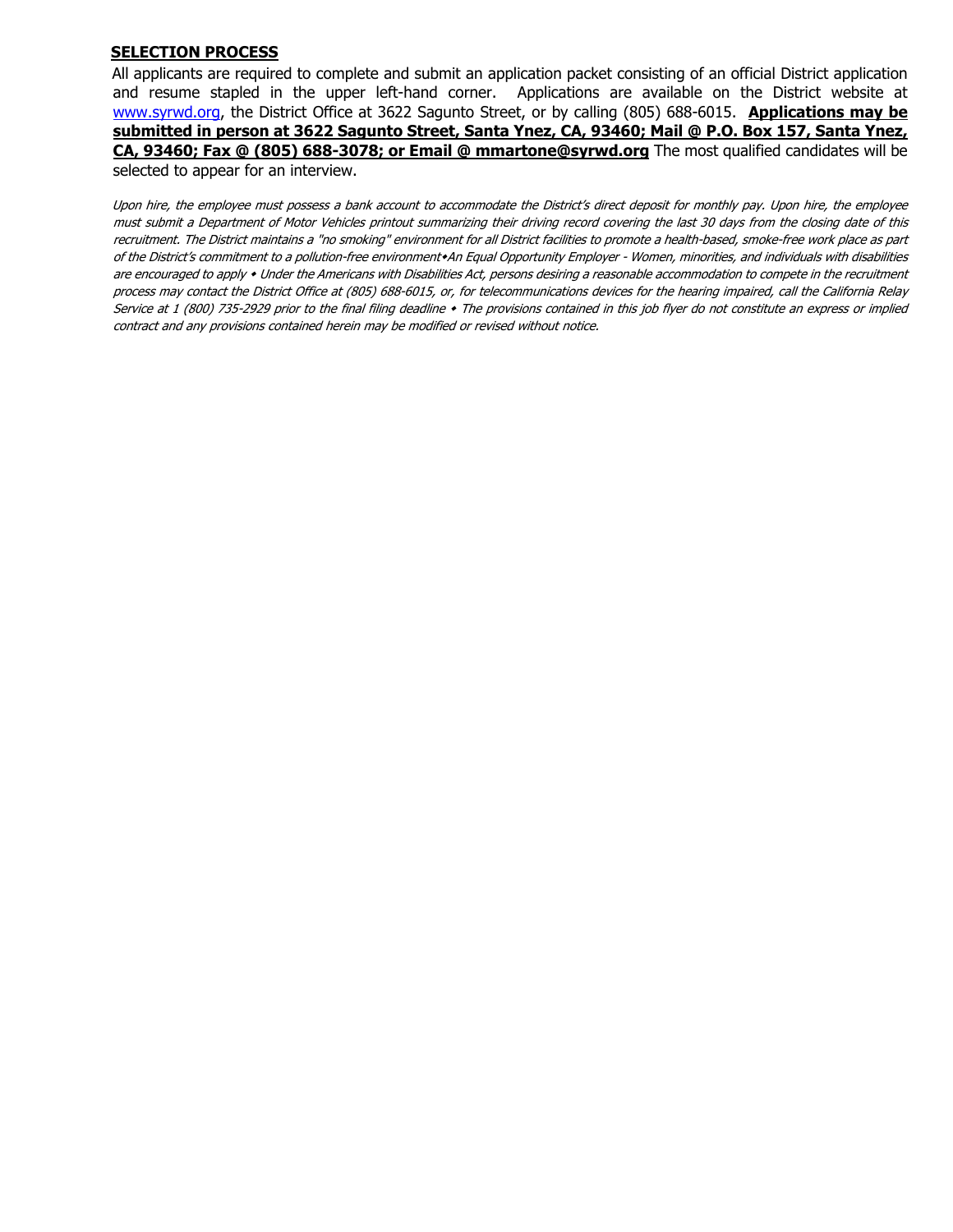## SELECTION PROCESS

All applicants are required to complete and submit an application packet consisting of an official District application and resume stapled in the upper left-hand corner. Applications are available on the District website at www.syrwd.org, the District Office at 3622 Sagunto Street, or by calling (805) 688-6015. **Applications may be submitted in person at 3622 Sagunto Street, Santa Ynez, CA, 93460; Mail @ P.O. Box 157, Santa Ynez, CA, 93460; Fax @ (805) 688-3078; or Email @ mmartone@syrwd.org** The most qualified candidates will be selected to appear for an interview.

*Upon hire, the employee must possess a bank account to accommodate the District's direct deposit for monthly pay. Upon hire, the employee must submit a Department of Motor Vehicles printout summarizing their driving record covering the last 30 days from the closing date of this recruitment. The District maintains a "no smoking" environment for all District facilities to promote a health-based, smoke-free work place as part of the District's commitment to a pollution-free environment•An Equal Opportunity Employer - Women, minorities, and individuals with disabilities are encouraged to apply • Under the Americans with Disabilities Act, persons desiring a reasonable accommodation to compete in the recruitment process may contact the District Office at (805) 688-6015, or, for telecommunications devices for the hearing impaired, call the California Relay Service at 1 (800) 735-2929 prior to the final filing deadline • The provisions contained in this job flyer do not constitute an express or implied contract and any provisions contained herein may be modified or revised without notice.*